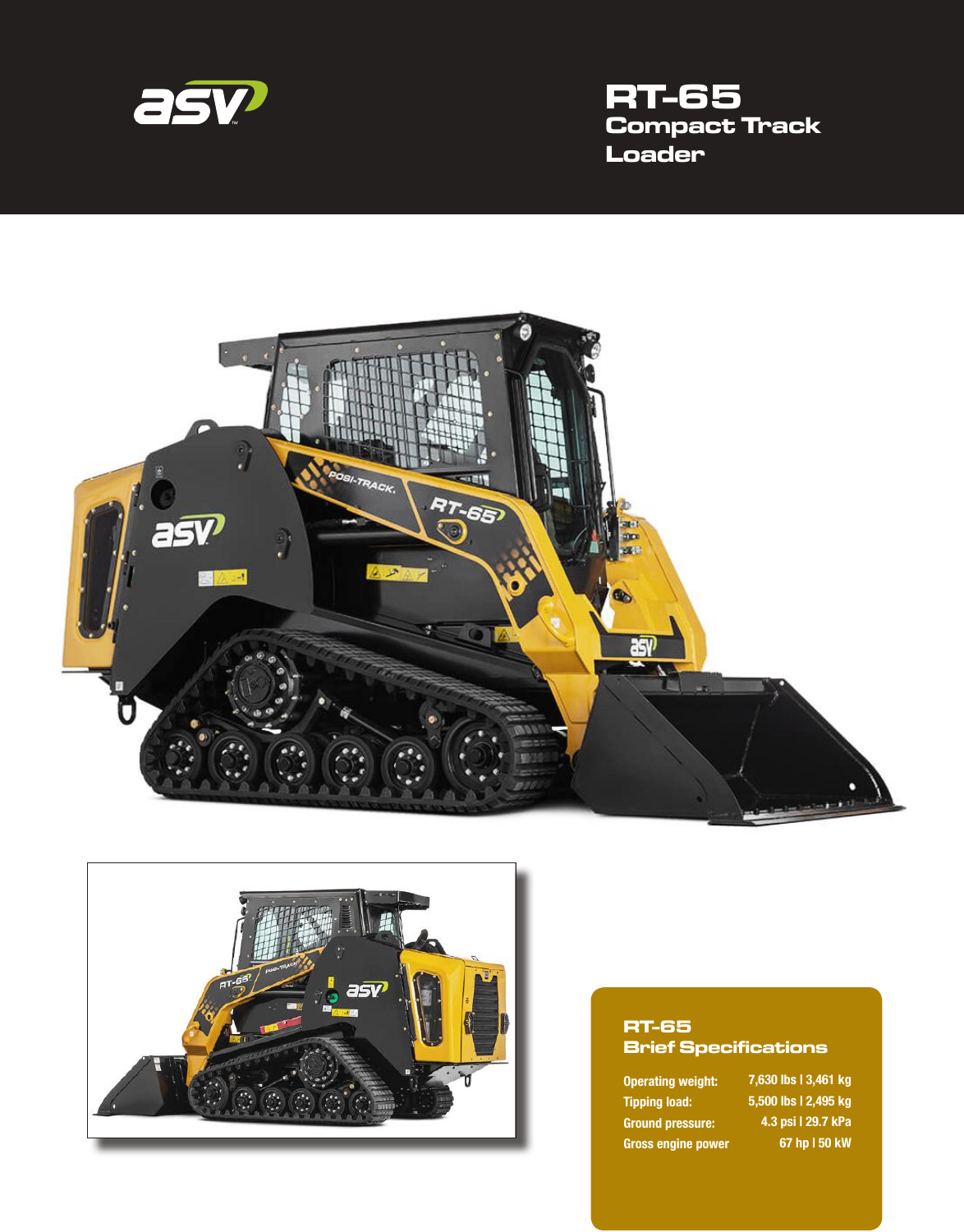# RT-65 Compact Track Loader

## RT-65 Brief Specifications

| | |
|---|---|
| Operating weight: | 7,630 lbs I 3,461 kg |
| Tipping load: | 5,500 lbs I 2,495 kg |
| Ground pressure: | 4.3 psi I 29.7 kPa |
| Gross engine power | 67 hp I 50 kW |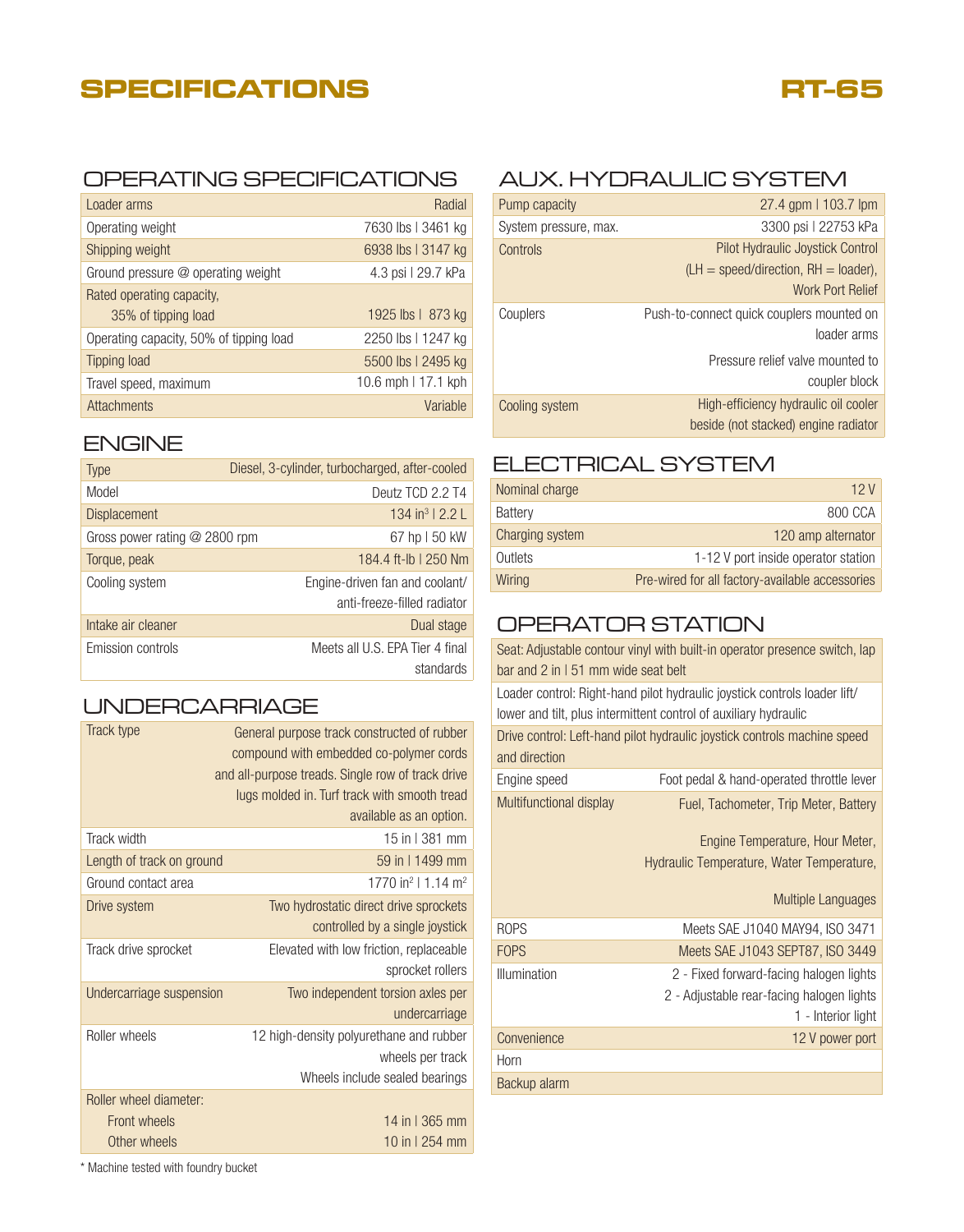# SPECIFICATIONS

# RT-65

## OPERATING SPECIFICATIONS

| | |
|---|---|
| Loader arms | Radial |
| Operating weight | 7630 lbs \| 3461 kg |
| Shipping weight | 6938 lbs \| 3147 kg |
| Ground pressure @ operating weight | 4.3 psi \| 29.7 kPa |
| Rated operating capacity, 35% of tipping load | 1925 lbs \| 873 kg |
| Operating capacity, 50% of tipping load | 2250 lbs \| 1247 kg |
| Tipping load | 5500 lbs \| 2495 kg |
| Travel speed, maximum | 10.6 mph \| 17.1 kph |
| Attachments | Variable |

## ENGINE

| | |
|---|---|
| Type | Diesel, 3-cylinder, turbocharged, after-cooled |
| Model | Deutz TCD 2.2 T4 |
| Displacement | 134 in³ \| 2.2 L |
| Gross power rating @ 2800 rpm | 67 hp \| 50 kW |
| Torque, peak | 184.4 ft-lb \| 250 Nm |
| Cooling system | Engine-driven fan and coolant/ anti-freeze-filled radiator |
| Intake air cleaner | Dual stage |
| Emission controls | Meets all U.S. EPA Tier 4 final standards |

## UNDERCARRIAGE

| | |
|---|---|
| Track type | General purpose track constructed of rubber compound with embedded co-polymer cords and all-purpose treads. Single row of track drive lugs molded in. Turf track with smooth tread available as an option. |
| Track width | 15 in \| 381 mm |
| Length of track on ground | 59 in \| 1499 mm |
| Ground contact area | 1770 in² \| 1.14 m² |
| Drive system | Two hydrostatic direct drive sprockets controlled by a single joystick |
| Track drive sprocket | Elevated with low friction, replaceable sprocket rollers |
| Undercarriage suspension | Two independent torsion axles per undercarriage |
| Roller wheels | 12 high-density polyurethane and rubber wheels per track<br>Wheels include sealed bearings |
| Roller wheel diameter: | |
| Front wheels | 14 in \| 365 mm |
| Other wheels | 10 in \| 254 mm |

\* Machine tested with foundry bucket

## AUX. HYDRAULIC SYSTEM

| | |
|---|---|
| Pump capacity | 27.4 gpm \| 103.7 lpm |
| System pressure, max. | 3300 psi \| 22753 kPa |
| Controls | Pilot Hydraulic Joystick Control (LH = speed/direction, RH = loader), Work Port Relief |
| Couplers | Push-to-connect quick couplers mounted on loader arms<br>Pressure relief valve mounted to coupler block |
| Cooling system | High-efficiency hydraulic oil cooler beside (not stacked) engine radiator |

## ELECTRICAL SYSTEM

| | |
|---|---|
| Nominal charge | 12 V |
| Battery | 800 CCA |
| Charging system | 120 amp alternator |
| Outlets | 1-12 V port inside operator station |
| Wiring | Pre-wired for all factory-available accessories |

## OPERATOR STATION

| | |
|---|---|
| Seat: Adjustable contour vinyl with built-in operator presence switch, lap bar and 2 in \| 51 mm wide seat belt | |
| Loader control: Right-hand pilot hydraulic joystick controls loader lift/ lower and tilt, plus intermittent control of auxiliary hydraulic | |
| Drive control: Left-hand pilot hydraulic joystick controls machine speed and direction | |
| Engine speed | Foot pedal & hand-operated throttle lever |
| Multifunctional display | Fuel, Tachometer, Trip Meter, Battery<br>Engine Temperature, Hour Meter, Hydraulic Temperature, Water Temperature,<br>Multiple Languages |
| ROPS | Meets SAE J1040 MAY94, ISO 3471 |
| FOPS | Meets SAE J1043 SEPT87, ISO 3449 |
| Illumination | 2 - Fixed forward-facing halogen lights<br>2 - Adjustable rear-facing halogen lights<br>1 - Interior light |
| Convenience | 12 V power port |
| Horn | |
| Backup alarm | |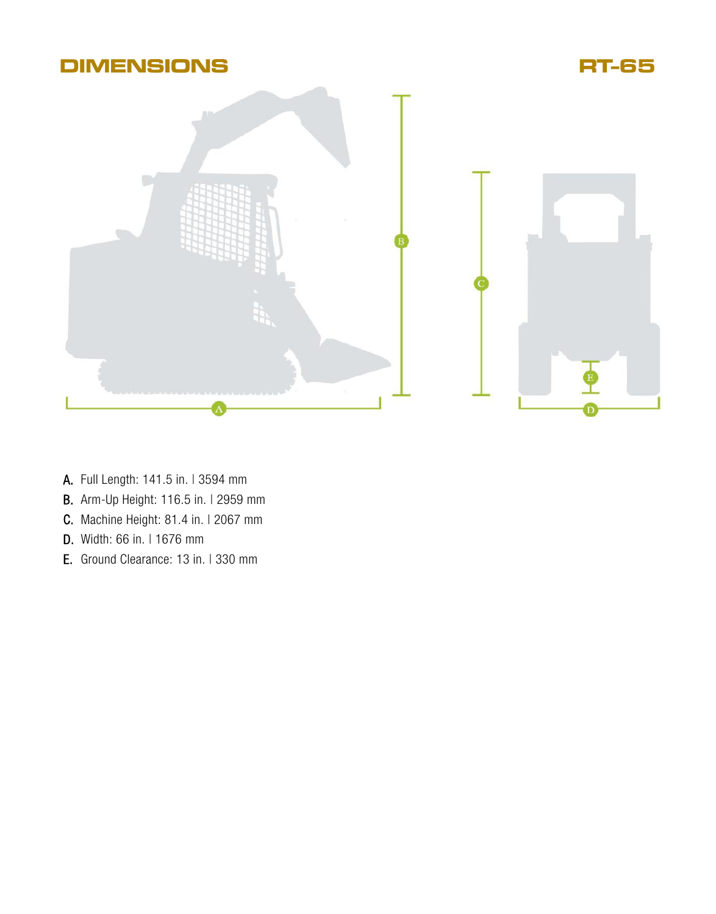# DIMENSIONS

## RT-65

A. Full Length: 141.5 in. | 3594 mm

B. Arm-Up Height: 116.5 in. | 2959 mm

C. Machine Height: 81.4 in. | 2067 mm

D. Width: 66 in. | 1676 mm

E. Ground Clearance: 13 in. | 330 mm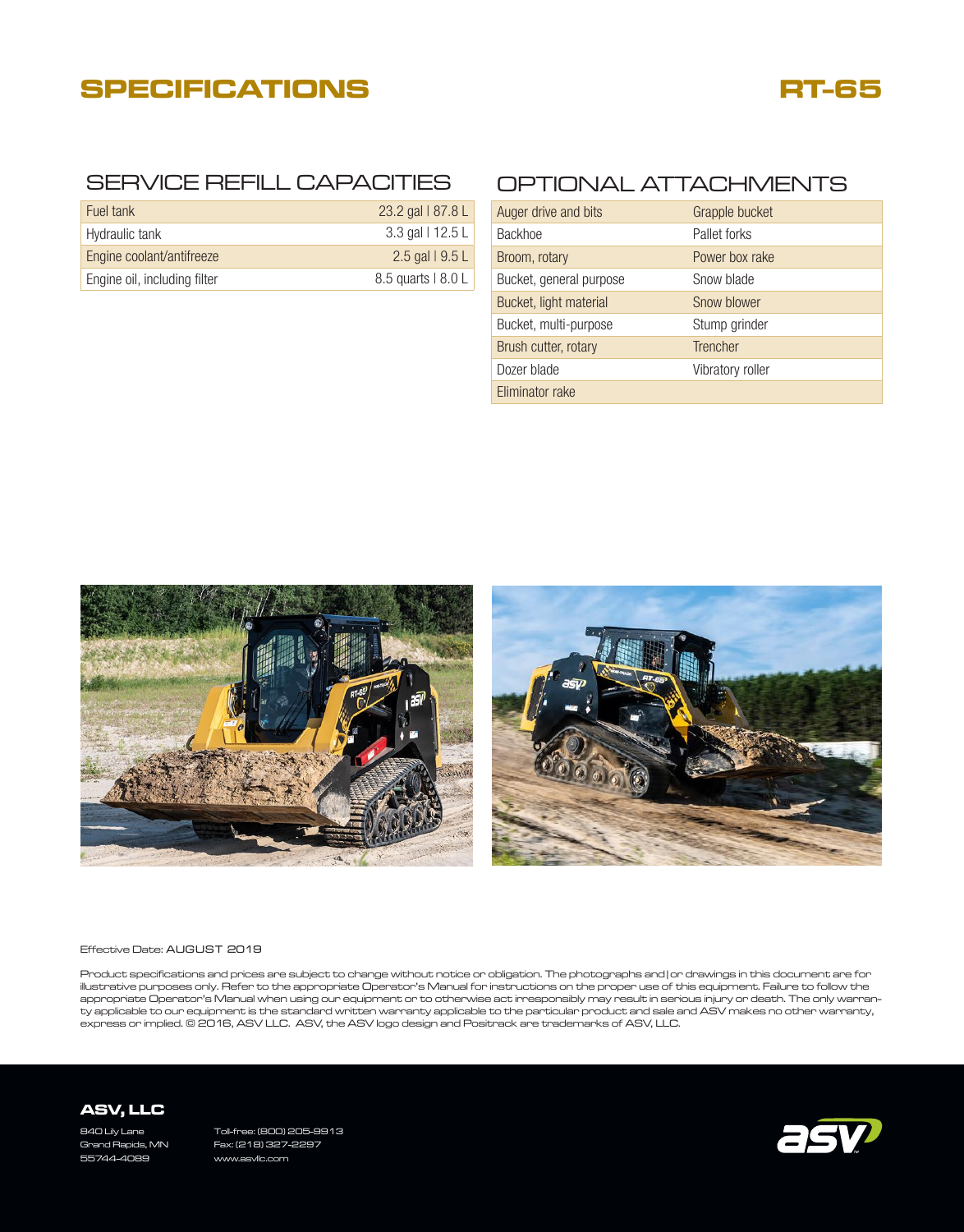# SPECIFICATIONS

# RT-65

## SERVICE REFILL CAPACITIES

| | |
|---|---|
| Fuel tank | 23.2 gal \| 87.8 L |
| Hydraulic tank | 3.3 gal \| 12.5 L |
| Engine coolant/antifreeze | 2.5 gal \| 9.5 L |
| Engine oil, including filter | 8.5 quarts \| 8.0 L |

## OPTIONAL ATTACHMENTS

| | |
|---|---|
| Auger drive and bits | Grapple bucket |
| Backhoe | Pallet forks |
| Broom, rotary | Power box rake |
| Bucket, general purpose | Snow blade |
| Bucket, light material | Snow blower |
| Bucket, multi-purpose | Stump grinder |
| Brush cutter, rotary | Trencher |
| Dozer blade | Vibratory roller |
| Eliminator rake | |

Effective Date: AUGUST 2019

Product specifications and prices are subject to change without notice or obligation. The photographs and|or drawings in this document are for illustrative purposes only. Refer to the appropriate Operator's Manual for instructions on the proper use of this equipment. Failure to follow the appropriate Operator's Manual when using our equipment or to otherwise act irresponsibly may result in serious injury or death. The only warranty applicable to our equipment is the standard written warranty applicable to the particular product and sale and ASV makes no other warranty, express or implied. © 2016, ASV LLC. ASV, the ASV logo design and Posi-track are trademarks of ASV, LLC.

**ASV, LLC**

840 Lily Lane
Grand Rapids, MN
55744-4089

Toll-free: (800) 205-9913
Fax: (218) 327-2297
www.asvllc.com